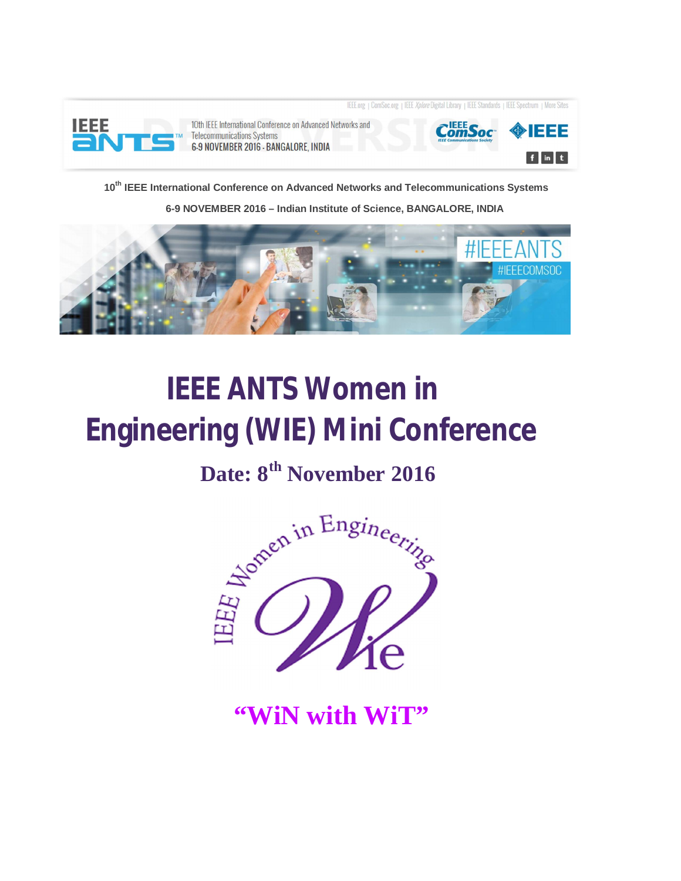10th IEEE International Conference on Advanced Networks and Telecommunications Systems

6-9 NOVEMBER 2016 – Indian Institute of Science, BANGALORE, INDIA

# IEEE ANTS Women in Engineering (WIE) Mini Conference

## Date: 8th November 2016

**“WiN with WiT”**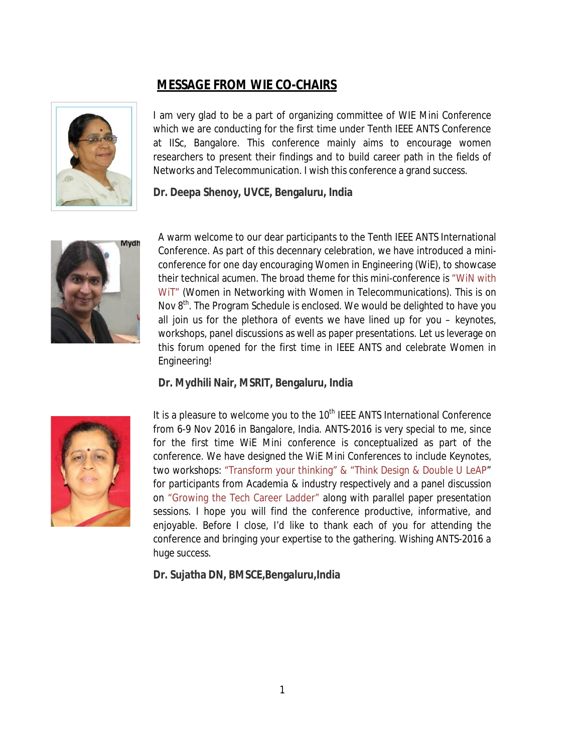# MESSAGE FROM WIE CO-CHAIRS

I am very glad to be a part of organizing committee of WIE Mini Conference which we are conducting for the first time under Tenth IEEE ANTS Conference at IISc, Bangalore. This conference mainly aims to encourage women researchers to present their findings and to build career path in the fields of Networks and Telecommunication. I wish this conference a grand success.

**Dr. Deepa Shenoy, UVCE, Bengaluru, India**

A warm welcome to our dear participants to the Tenth IEEE ANTS International Conference. As part of this decennary celebration, we have introduced a mini-conference for one day encouraging Women in Engineering (WiE), to showcase their technical acumen. The broad theme for this mini-conference is "WiN with WiT" (Women in Networking with Women in Telecommunications). This is on Nov 8th. The Program Schedule is enclosed. We would be delighted to have you all join us for the plethora of events we have lined up for you – keynotes, workshops, panel discussions as well as paper presentations. Let us leverage on this forum opened for the first time in IEEE ANTS and celebrate Women in Engineering!

**Dr. Mydhili Nair, MSRIT, Bengaluru, India**

It is a pleasure to welcome you to the 10th IEEE ANTS International Conference from 6-9 Nov 2016 in Bangalore, India. ANTS-2016 is very special to me, since for the first time WiE Mini conference is conceptualized as part of the conference. We have designed the WiE Mini Conferences to include Keynotes, two workshops: "Transform your thinking" & "Think Design & Double U LeAP" for participants from Academia & industry respectively and a panel discussion on "Growing the Tech Career Ladder" along with parallel paper presentation sessions. I hope you will find the conference productive, informative, and enjoyable. Before I close, I'd like to thank each of you for attending the conference and bringing your expertise to the gathering. Wishing ANTS-2016 a huge success.

**Dr. Sujatha DN, BMSCE,Bengaluru,India**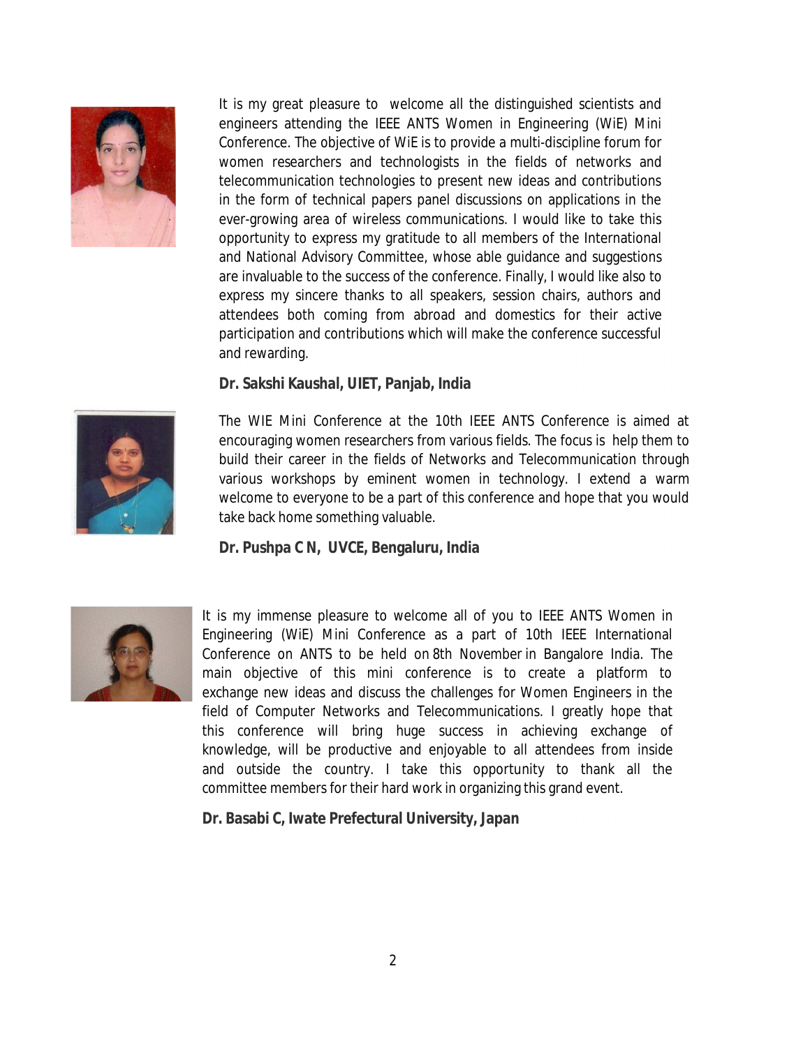It is my great pleasure to welcome all the distinguished scientists and engineers attending the IEEE ANTS Women in Engineering (WiE) Mini Conference. The objective of WiE is to provide a multi-discipline forum for women researchers and technologists in the fields of networks and telecommunication technologies to present new ideas and contributions in the form of technical papers panel discussions on applications in the ever-growing area of wireless communications. I would like to take this opportunity to express my gratitude to all members of the International and National Advisory Committee, whose able guidance and suggestions are invaluable to the success of the conference. Finally, I would like also to express my sincere thanks to all speakers, session chairs, authors and attendees both coming from abroad and domestics for their active participation and contributions which will make the conference successful and rewarding.

**Dr. Sakshi Kaushal, UIET, Panjab, India**

The WIE Mini Conference at the 10th IEEE ANTS Conference is aimed at encouraging women researchers from various fields. The focus is help them to build their career in the fields of Networks and Telecommunication through various workshops by eminent women in technology. I extend a warm welcome to everyone to be a part of this conference and hope that you would take back home something valuable.

**Dr. Pushpa C N, UVCE, Bengaluru, India**

It is my immense pleasure to welcome all of you to IEEE ANTS Women in Engineering (WiE) Mini Conference as a part of 10th IEEE International Conference on ANTS to be held on 8th November in Bangalore India. The main objective of this mini conference is to create a platform to exchange new ideas and discuss the challenges for Women Engineers in the field of Computer Networks and Telecommunications. I greatly hope that this conference will bring huge success in achieving exchange of knowledge, will be productive and enjoyable to all attendees from inside and outside the country. I take this opportunity to thank all the committee members for their hard work in organizing this grand event.

**Dr. Basabi C, Iwate Prefectural University, Japan**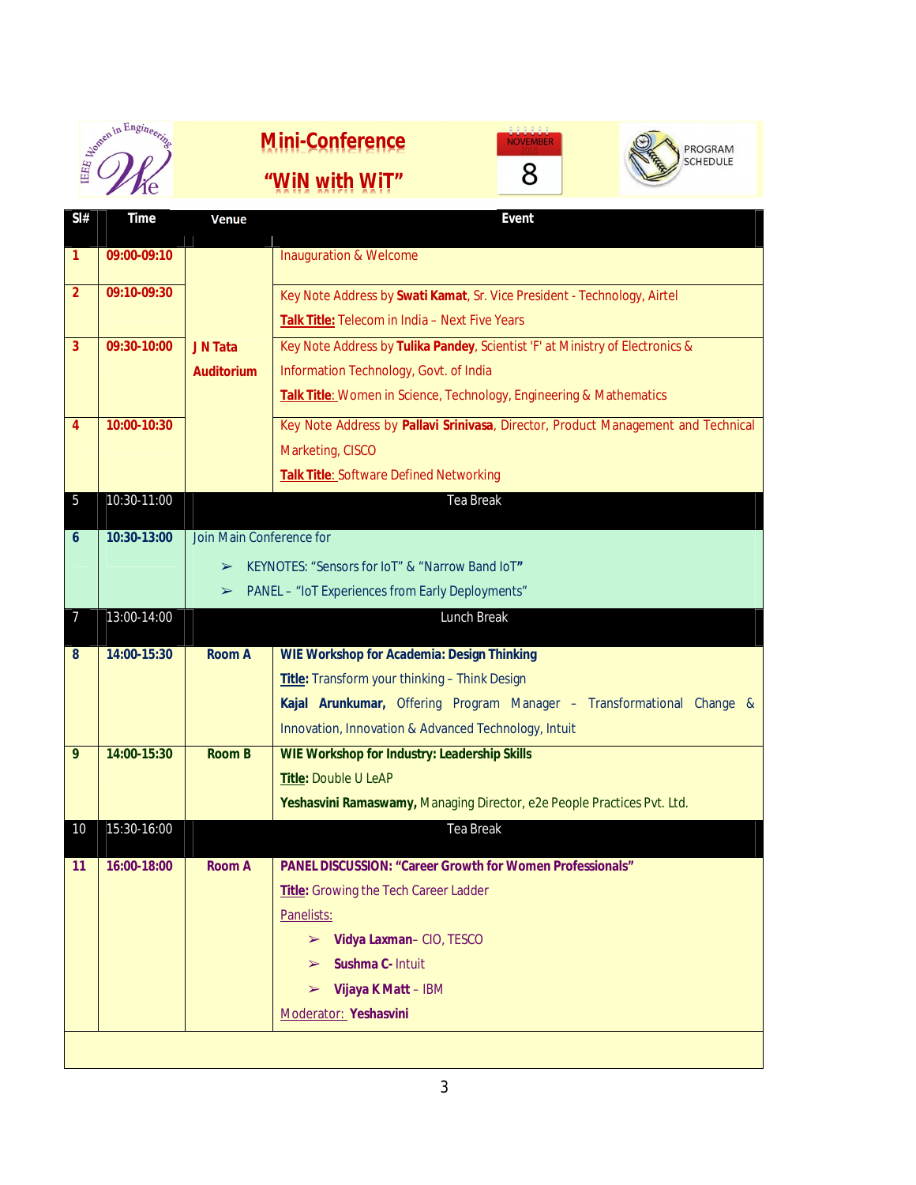# Mini-Conference

## "WiN with WiT"

NOVEMBER 8

PROGRAM SCHEDULE

| Sl# | Time | Venue | Event |
|---|---|---|---|
| 1 | 09:00-09:10 | J N Tata Auditorium | Inauguration & Welcome |
| 2 | 09:10-09:30 | | Key Note Address by **Swati Kamat**, Sr. Vice President - Technology, Airtel<br>**Talk Title:** Telecom in India – Next Five Years |
| 3 | 09:30-10:00 | | Key Note Address by **Tulika Pandey**, Scientist 'F' at Ministry of Electronics & Information Technology, Govt. of India<br>**Talk Title:** Women in Science, Technology, Engineering & Mathematics |
| 4 | 10:00-10:30 | | Key Note Address by **Pallavi Srinivasa**, Director, Product Management and Technical Marketing, CISCO<br>**Talk Title:** Software Defined Networking |
| 5 | 10:30-11:00 | Tea Break | |
| 6 | 10:30-13:00 | Join Main Conference for<br>➢ KEYNOTES: "Sensors for IoT" & "Narrow Band IoT"<br>➢ PANEL – "IoT Experiences from Early Deployments" | |
| 7 | 13:00-14:00 | Lunch Break | |
| 8 | 14:00-15:30 | Room A | **WIE Workshop for Academia: Design Thinking**<br>**Title:** Transform your thinking – Think Design<br>**Kajal Arunkumar,** Offering Program Manager – Transformational Change & Innovation, Innovation & Advanced Technology, Intuit |
| 9 | 14:00-15:30 | Room B | **WIE Workshop for Industry: Leadership Skills**<br>**Title:** Double U LeAP<br>**Yeshasvini Ramaswamy,** Managing Director, e2e People Practices Pvt. Ltd. |
| 10 | 15:30-16:00 | Tea Break | |
| 11 | 16:00-18:00 | Room A | **PANEL DISCUSSION: "Career Growth for Women Professionals"**<br>**Title:** Growing the Tech Career Ladder<br>Panelists:<br>➢ **Vidya Laxman**– CIO, TESCO<br>➢ **Sushma C-** Intuit<br>➢ **Vijaya K Matt** – IBM<br>Moderator: **Yeshasvini** |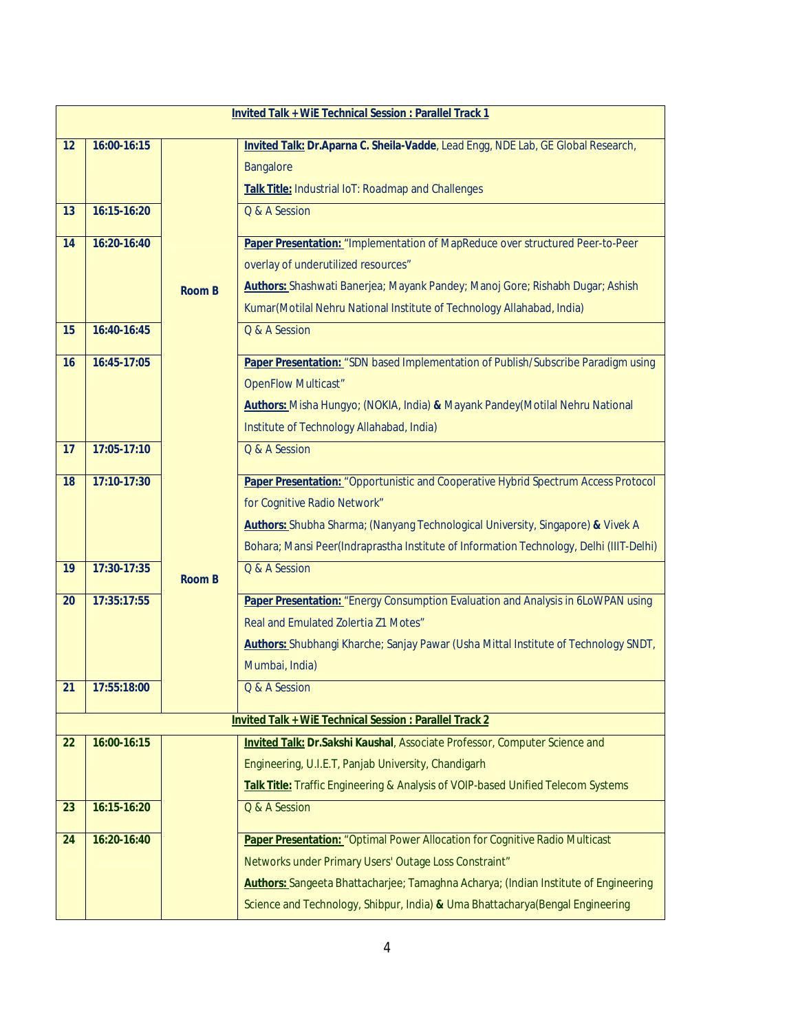| Invited Talk + WiE Technical Session : Parallel Track 1 | | | |
|---|---|---|---|
| 12 | 16:00-16:15 | Room B | **Invited Talk:** **Dr.Aparna C. Sheila-Vadde**, Lead Engg, NDE Lab, GE Global Research, Bangalore<br>**Talk Title:** Industrial IoT: Roadmap and Challenges |
| 13 | 16:15-16:20 | | Q & A Session |
| 14 | 16:20-16:40 | | **Paper Presentation:** "Implementation of MapReduce over structured Peer-to-Peer overlay of underutilized resources"<br>**Authors:** Shashwati Banerjea; Mayank Pandey; Manoj Gore; Rishabh Dugar; Ashish Kumar(Motilal Nehru National Institute of Technology Allahabad, India) |
| 15 | 16:40-16:45 | | Q & A Session |
| 16 | 16:45-17:05 | | **Paper Presentation:** "SDN based Implementation of Publish/Subscribe Paradigm using OpenFlow Multicast"<br>**Authors:** Misha Hungyo; (NOKIA, India) **&** Mayank Pandey(Motilal Nehru National Institute of Technology Allahabad, India) |
| 17 | 17:05-17:10 | | Q & A Session |
| 18 | 17:10-17:30 | Room B | **Paper Presentation:** "Opportunistic and Cooperative Hybrid Spectrum Access Protocol for Cognitive Radio Network"<br>**Authors:** Shubha Sharma; (Nanyang Technological University, Singapore) **&** Vivek A Bohara; Mansi Peer(Indraprastha Institute of Information Technology, Delhi (IIIT-Delhi) |
| 19 | 17:30-17:35 | | Q & A Session |
| 20 | 17:35:17:55 | | **Paper Presentation:** "Energy Consumption Evaluation and Analysis in 6LoWPAN using Real and Emulated Zolertia Z1 Motes"<br>**Authors:** Shubhangi Kharche; Sanjay Pawar (Usha Mittal Institute of Technology SNDT, Mumbai, India) |
| 21 | 17:55:18:00 | | Q & A Session |
| **Invited Talk + WiE Technical Session : Parallel Track 2** | | | |
| 22 | 16:00-16:15 | | **Invited Talk:** **Dr.Sakshi Kaushal**, Associate Professor, Computer Science and Engineering, U.I.E.T, Panjab University, Chandigarh<br>**Talk Title:** Traffic Engineering & Analysis of VOIP-based Unified Telecom Systems |
| 23 | 16:15-16:20 | | Q & A Session |
| 24 | 16:20-16:40 | | **Paper Presentation:** "Optimal Power Allocation for Cognitive Radio Multicast Networks under Primary Users' Outage Loss Constraint"<br>**Authors:** Sangeeta Bhattacharjee; Tamaghna Acharya; (Indian Institute of Engineering Science and Technology, Shibpur, India) **&** Uma Bhattacharya(Bengal Engineering |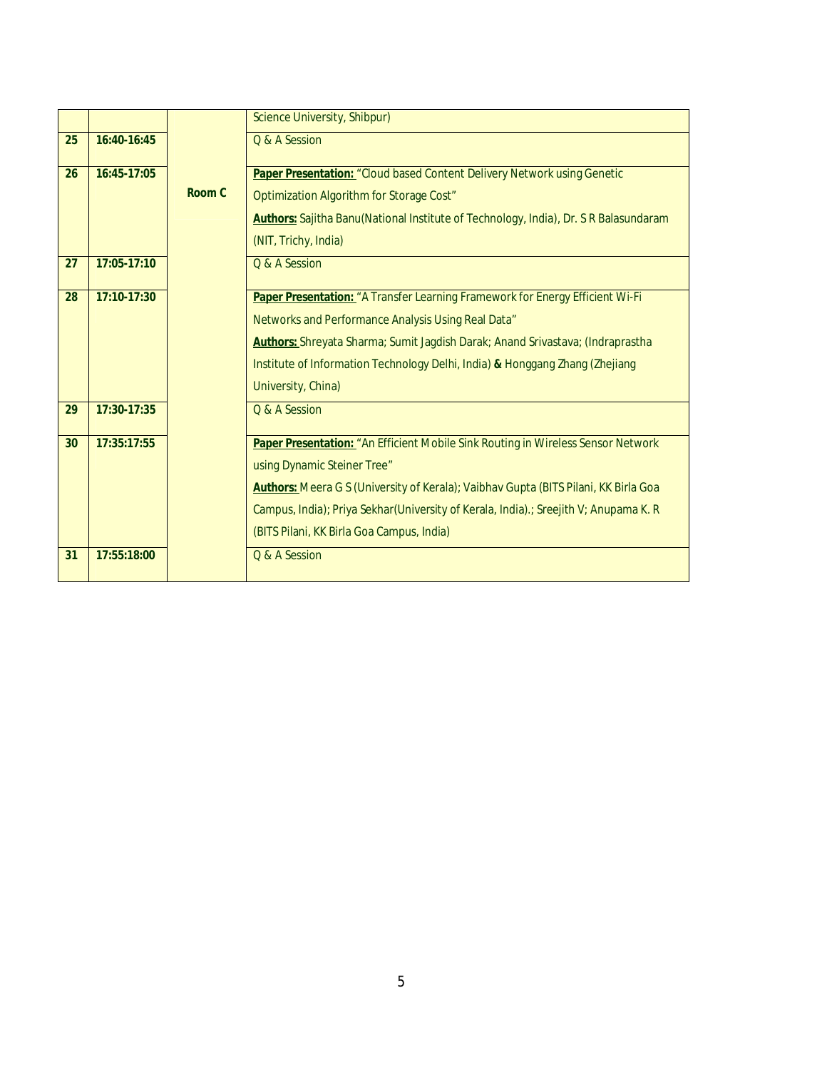| | | | |
|---|---|---|---|
| | | | Science University, Shibpur) |
| 25 | 16:40-16:45 | | Q & A Session |
| 26 | 16:45-17:05 | Room C | **Paper Presentation:** "Cloud based Content Delivery Network using Genetic Optimization Algorithm for Storage Cost" **Authors:** Sajitha Banu(National Institute of Technology, India), Dr. S R Balasundaram (NIT, Trichy, India) |
| 27 | 17:05-17:10 | | Q & A Session |
| 28 | 17:10-17:30 | | **Paper Presentation:** "A Transfer Learning Framework for Energy Efficient Wi-Fi Networks and Performance Analysis Using Real Data" **Authors:** Shreyata Sharma; Sumit Jagdish Darak; Anand Srivastava; (Indraprastha Institute of Information Technology Delhi, India) **&** Honggang Zhang (Zhejiang University, China) |
| 29 | 17:30-17:35 | | Q & A Session |
| 30 | 17:35:17:55 | | **Paper Presentation:** "An Efficient Mobile Sink Routing in Wireless Sensor Network using Dynamic Steiner Tree" **Authors:** Meera G S (University of Kerala); Vaibhav Gupta (BITS Pilani, KK Birla Goa Campus, India); Priya Sekhar(University of Kerala, India).; Sreejith V; Anupama K. R (BITS Pilani, KK Birla Goa Campus, India) |
| 31 | 17:55:18:00 | | Q & A Session |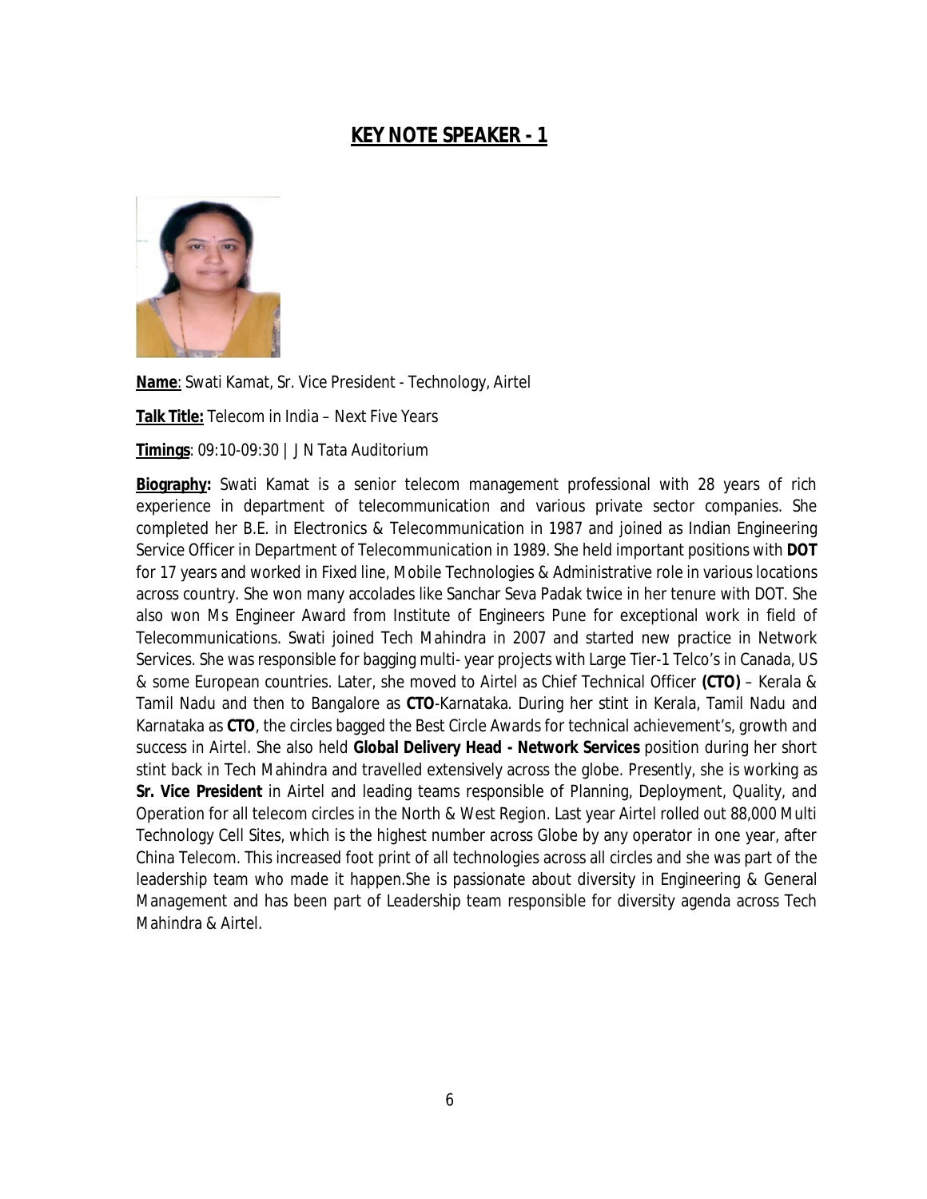## **KEY NOTE SPEAKER - 1**

**Name**: Swati Kamat, Sr. Vice President - Technology, Airtel

**Talk Title:** Telecom in India – Next Five Years

**Timings**: 09:10-09:30 | J N Tata Auditorium

**Biography:** Swati Kamat is a senior telecom management professional with 28 years of rich experience in department of telecommunication and various private sector companies. She completed her B.E. in Electronics & Telecommunication in 1987 and joined as Indian Engineering Service Officer in Department of Telecommunication in 1989. She held important positions with **DOT** for 17 years and worked in Fixed line, Mobile Technologies & Administrative role in various locations across country. She won many accolades like Sanchar Seva Padak twice in her tenure with DOT. She also won Ms Engineer Award from Institute of Engineers Pune for exceptional work in field of Telecommunications. Swati joined Tech Mahindra in 2007 and started new practice in Network Services. She was responsible for bagging multi- year projects with Large Tier-1 Telco's in Canada, US & some European countries. Later, she moved to Airtel as Chief Technical Officer **(CTO)** – Kerala & Tamil Nadu and then to Bangalore as **CTO**-Karnataka. During her stint in Kerala, Tamil Nadu and Karnataka as **CTO**, the circles bagged the Best Circle Awards for technical achievement's, growth and success in Airtel. She also held **Global Delivery Head - Network Services** position during her short stint back in Tech Mahindra and travelled extensively across the globe. Presently, she is working as **Sr. Vice President** in Airtel and leading teams responsible of Planning, Deployment, Quality, and Operation for all telecom circles in the North & West Region. Last year Airtel rolled out 88,000 Multi Technology Cell Sites, which is the highest number across Globe by any operator in one year, after China Telecom. This increased foot print of all technologies across all circles and she was part of the leadership team who made it happen.She is passionate about diversity in Engineering & General Management and has been part of Leadership team responsible for diversity agenda across Tech Mahindra & Airtel.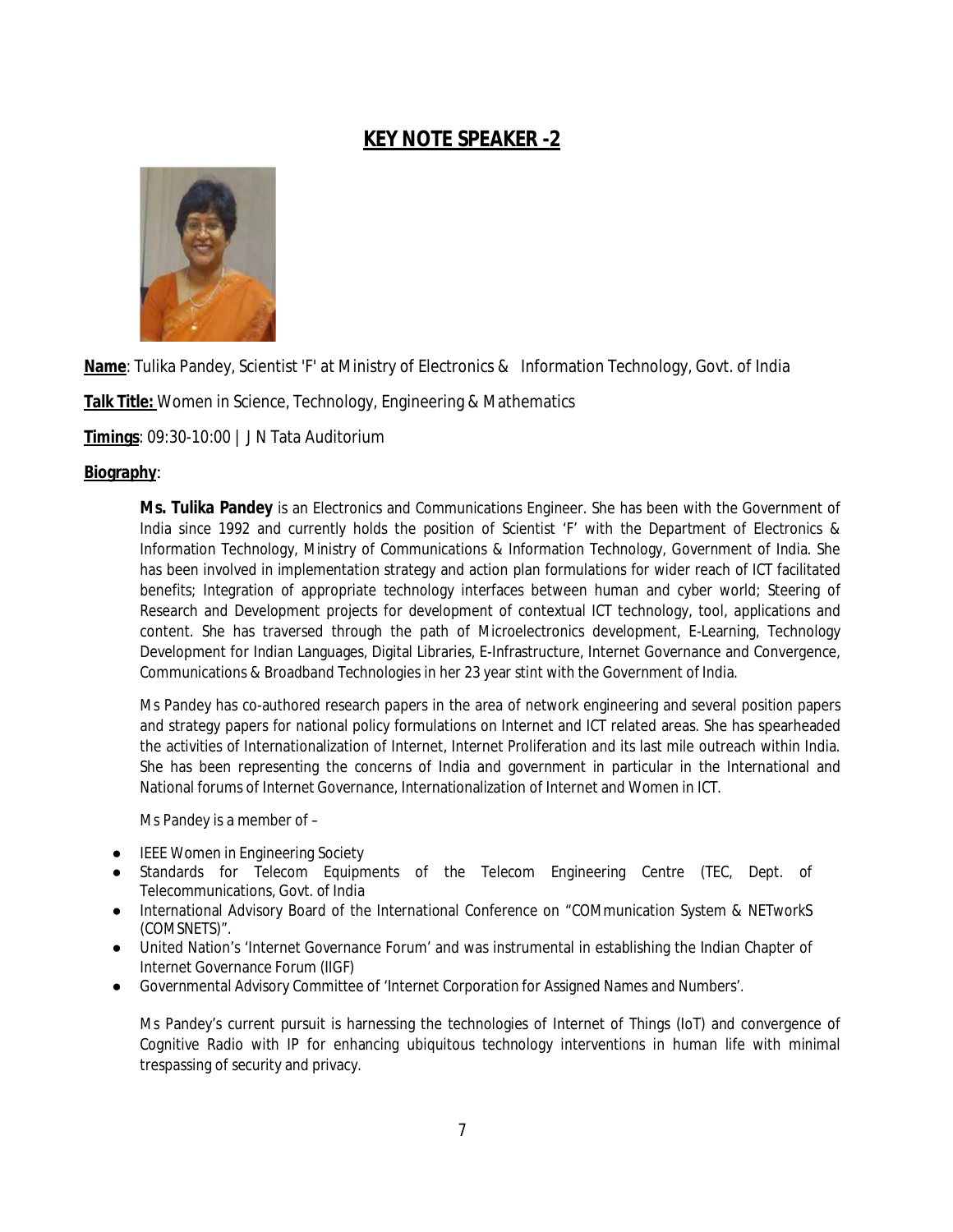# KEY NOTE SPEAKER -2

**Name**: Tulika Pandey, Scientist 'F' at Ministry of Electronics & Information Technology, Govt. of India

**Talk Title:** Women in Science, Technology, Engineering & Mathematics

**Timings**: 09:30-10:00 | J N Tata Auditorium

**Biography**:

**Ms. Tulika Pandey** is an Electronics and Communications Engineer. She has been with the Government of India since 1992 and currently holds the position of Scientist 'F' with the Department of Electronics & Information Technology, Ministry of Communications & Information Technology, Government of India. She has been involved in implementation strategy and action plan formulations for wider reach of ICT facilitated benefits; Integration of appropriate technology interfaces between human and cyber world; Steering of Research and Development projects for development of contextual ICT technology, tool, applications and content. She has traversed through the path of Microelectronics development, E-Learning, Technology Development for Indian Languages, Digital Libraries, E-Infrastructure, Internet Governance and Convergence, Communications & Broadband Technologies in her 23 year stint with the Government of India.

Ms Pandey has co-authored research papers in the area of network engineering and several position papers and strategy papers for national policy formulations on Internet and ICT related areas. She has spearheaded the activities of Internationalization of Internet, Internet Proliferation and its last mile outreach within India. She has been representing the concerns of India and government in particular in the International and National forums of Internet Governance, Internationalization of Internet and Women in ICT.

Ms Pandey is a member of –

- IEEE Women in Engineering Society
- Standards for Telecom Equipments of the Telecom Engineering Centre (TEC, Dept. of Telecommunications, Govt. of India
- International Advisory Board of the International Conference on "COMmunication System & NETworkS (COMSNETS)".
- United Nation's 'Internet Governance Forum' and was instrumental in establishing the Indian Chapter of Internet Governance Forum (IIGF)
- Governmental Advisory Committee of 'Internet Corporation for Assigned Names and Numbers'.

Ms Pandey's current pursuit is harnessing the technologies of Internet of Things (IoT) and convergence of Cognitive Radio with IP for enhancing ubiquitous technology interventions in human life with minimal trespassing of security and privacy.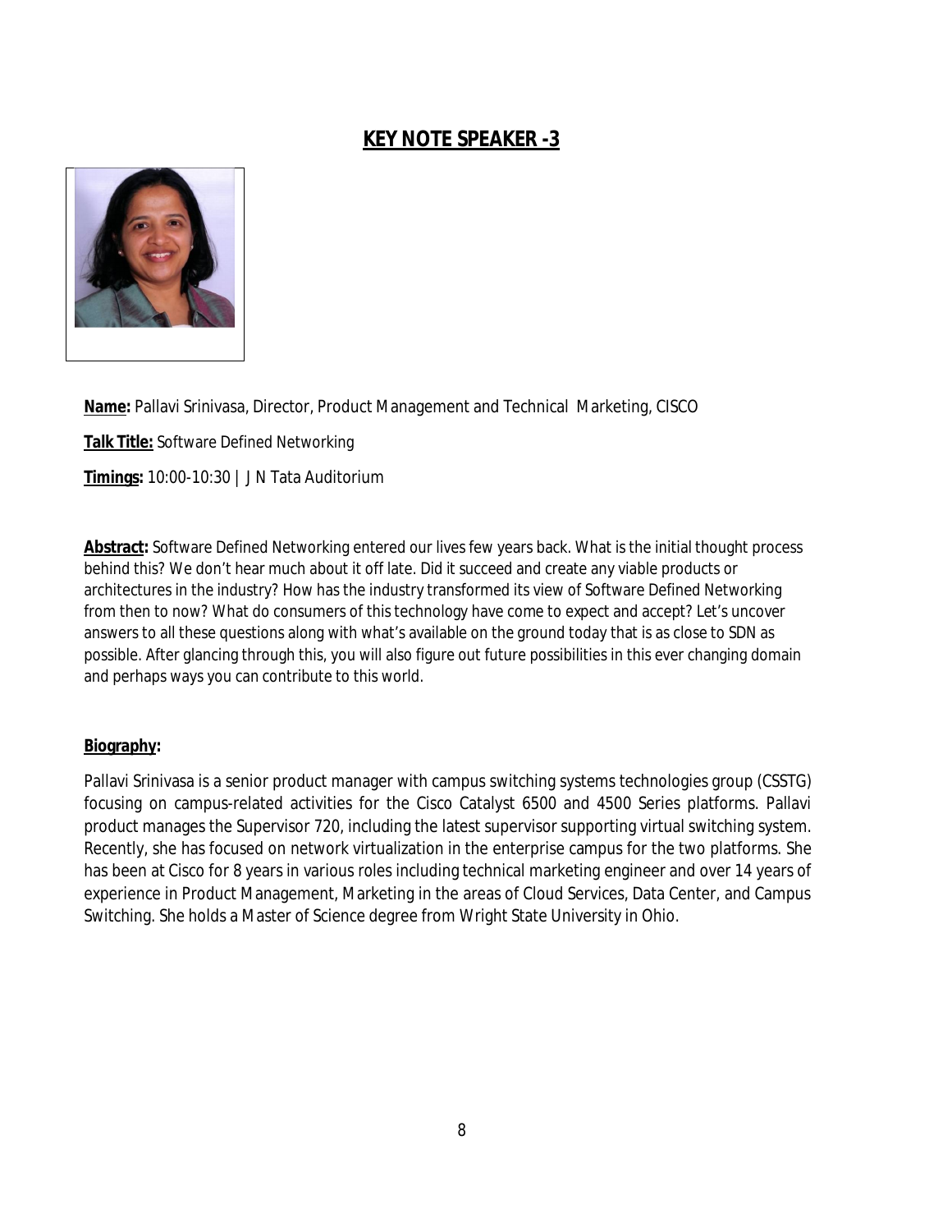## KEY NOTE SPEAKER -3

**Name:** Pallavi Srinivasa, Director, Product Management and Technical Marketing, CISCO

**Talk Title:** Software Defined Networking

**Timings:** 10:00-10:30 | J N Tata Auditorium

**Abstract:** Software Defined Networking entered our lives few years back. What is the initial thought process behind this? We don't hear much about it off late. Did it succeed and create any viable products or architectures in the industry? How has the industry transformed its view of Software Defined Networking from then to now? What do consumers of this technology have come to expect and accept? Let's uncover answers to all these questions along with what's available on the ground today that is as close to SDN as possible. After glancing through this, you will also figure out future possibilities in this ever changing domain and perhaps ways you can contribute to this world.

**Biography:**

Pallavi Srinivasa is a senior product manager with campus switching systems technologies group (CSSTG) focusing on campus-related activities for the Cisco Catalyst 6500 and 4500 Series platforms. Pallavi product manages the Supervisor 720, including the latest supervisor supporting virtual switching system. Recently, she has focused on network virtualization in the enterprise campus for the two platforms. She has been at Cisco for 8 years in various roles including technical marketing engineer and over 14 years of experience in Product Management, Marketing in the areas of Cloud Services, Data Center, and Campus Switching. She holds a Master of Science degree from Wright State University in Ohio.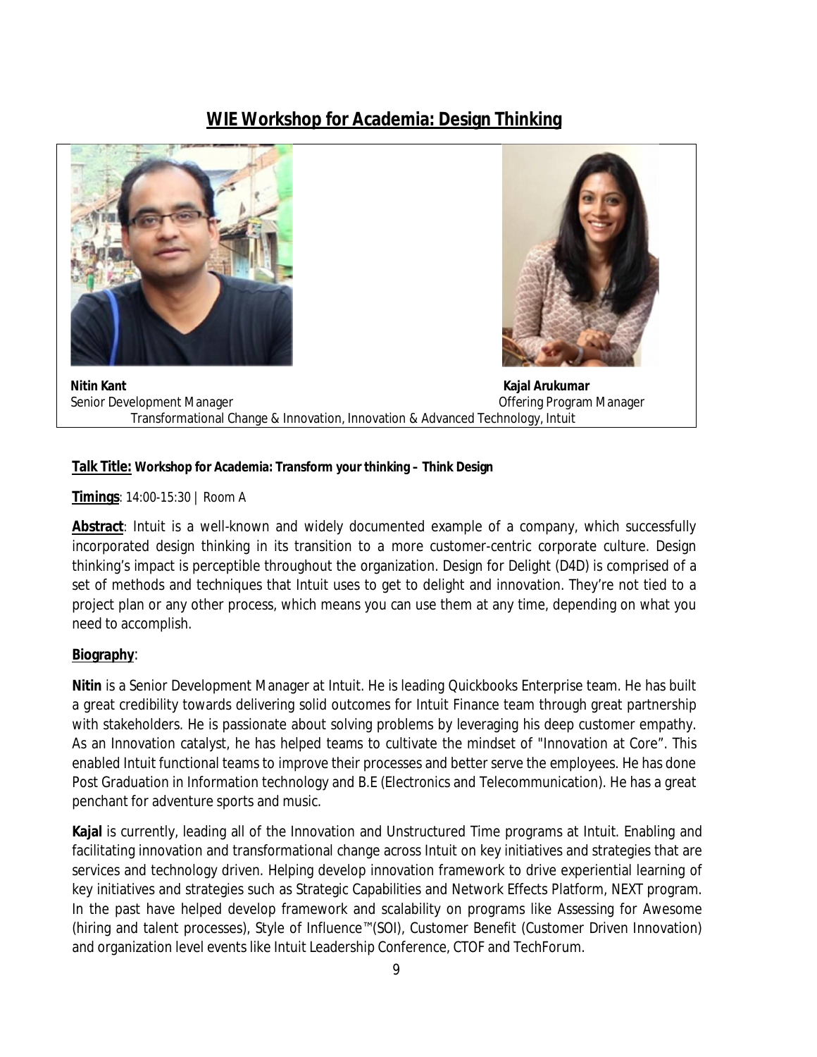# WIE Workshop for Academia: Design Thinking

**Nitin Kant**
Senior Development Manager

**Kajal Arukumar**
Offering Program Manager

Transformational Change & Innovation, Innovation & Advanced Technology, Intuit

**Talk Title:** **Workshop for Academia: Transform your thinking – Think Design**

**Timings**: 14:00-15:30 | Room A

**Abstract**: Intuit is a well-known and widely documented example of a company, which successfully incorporated design thinking in its transition to a more customer-centric corporate culture. Design thinking's impact is perceptible throughout the organization. Design for Delight (D4D) is comprised of a set of methods and techniques that Intuit uses to get to delight and innovation. They're not tied to a project plan or any other process, which means you can use them at any time, depending on what you need to accomplish.

**Biography**:

**Nitin** is a Senior Development Manager at Intuit. He is leading Quickbooks Enterprise team. He has built a great credibility towards delivering solid outcomes for Intuit Finance team through great partnership with stakeholders. He is passionate about solving problems by leveraging his deep customer empathy. As an Innovation catalyst, he has helped teams to cultivate the mindset of "Innovation at Core". This enabled Intuit functional teams to improve their processes and better serve the employees. He has done Post Graduation in Information technology and B.E (Electronics and Telecommunication). He has a great penchant for adventure sports and music.

**Kajal** is currently, leading all of the Innovation and Unstructured Time programs at Intuit. Enabling and facilitating innovation and transformational change across Intuit on key initiatives and strategies that are services and technology driven. Helping develop innovation framework to drive experiential learning of key initiatives and strategies such as Strategic Capabilities and Network Effects Platform, NEXT program. In the past have helped develop framework and scalability on programs like Assessing for Awesome (hiring and talent processes), Style of Influence™(SOI), Customer Benefit (Customer Driven Innovation) and organization level events like Intuit Leadership Conference, CTOF and TechForum.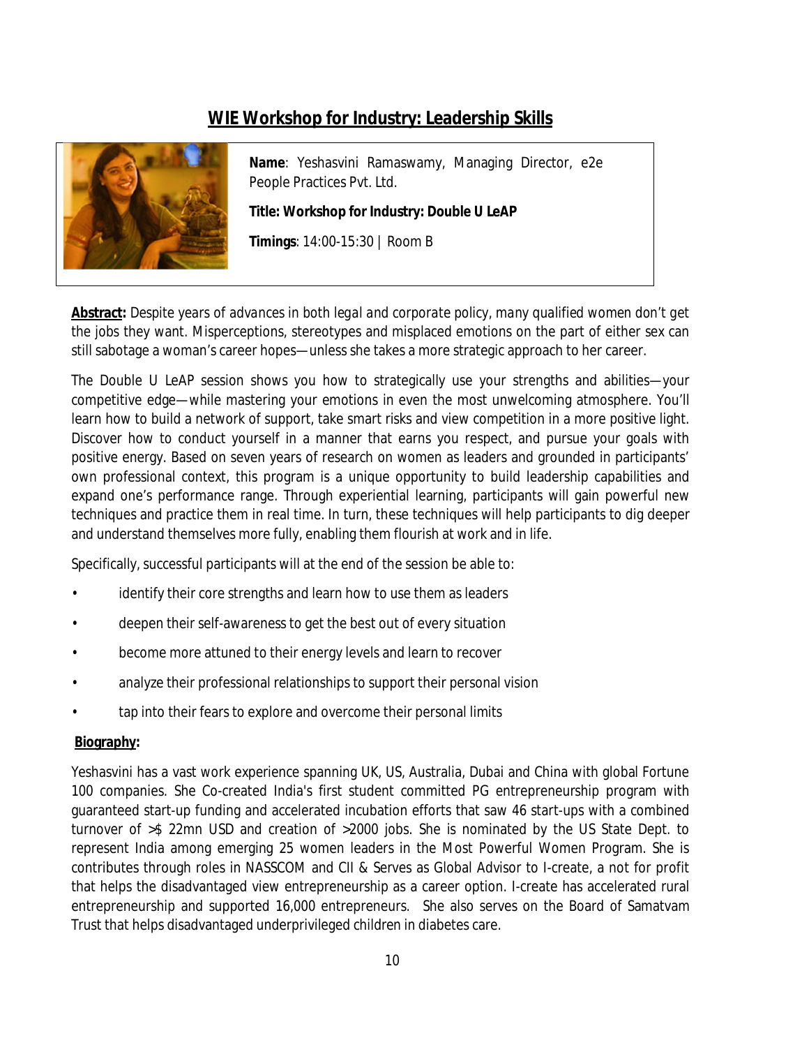# WIE Workshop for Industry: Leadership Skills

**Name**: Yeshasvini Ramaswamy, Managing Director, e2e People Practices Pvt. Ltd.

**Title: Workshop for Industry: Double U LeAP**

**Timings**: 14:00-15:30 | Room B

**Abstract:** Despite years of advances in both legal and corporate policy, many qualified women don't get the jobs they want. Misperceptions, stereotypes and misplaced emotions on the part of either sex can still sabotage a woman's career hopes—unless she takes a more strategic approach to her career.

The Double U LeAP session shows you how to strategically use your strengths and abilities—your competitive edge—while mastering your emotions in even the most unwelcoming atmosphere. You'll learn how to build a network of support, take smart risks and view competition in a more positive light. Discover how to conduct yourself in a manner that earns you respect, and pursue your goals with positive energy. Based on seven years of research on women as leaders and grounded in participants' own professional context, this program is a unique opportunity to build leadership capabilities and expand one's performance range. Through experiential learning, participants will gain powerful new techniques and practice them in real time. In turn, these techniques will help participants to dig deeper and understand themselves more fully, enabling them flourish at work and in life.

Specifically, successful participants will at the end of the session be able to:

- identify their core strengths and learn how to use them as leaders
- deepen their self-awareness to get the best out of every situation
- become more attuned to their energy levels and learn to recover
- analyze their professional relationships to support their personal vision
- tap into their fears to explore and overcome their personal limits

**Biography:**

Yeshasvini has a vast work experience spanning UK, US, Australia, Dubai and China with global Fortune 100 companies. She Co-created India's first student committed PG entrepreneurship program with guaranteed start-up funding and accelerated incubation efforts that saw 46 start-ups with a combined turnover of >$ 22mn USD and creation of >2000 jobs. She is nominated by the US State Dept. to represent India among emerging 25 women leaders in the Most Powerful Women Program. She is contributes through roles in NASSCOM and CII & Serves as Global Advisor to I-create, a not for profit that helps the disadvantaged view entrepreneurship as a career option. I-create has accelerated rural entrepreneurship and supported 16,000 entrepreneurs. She also serves on the Board of Samatvam Trust that helps disadvantaged underprivileged children in diabetes care.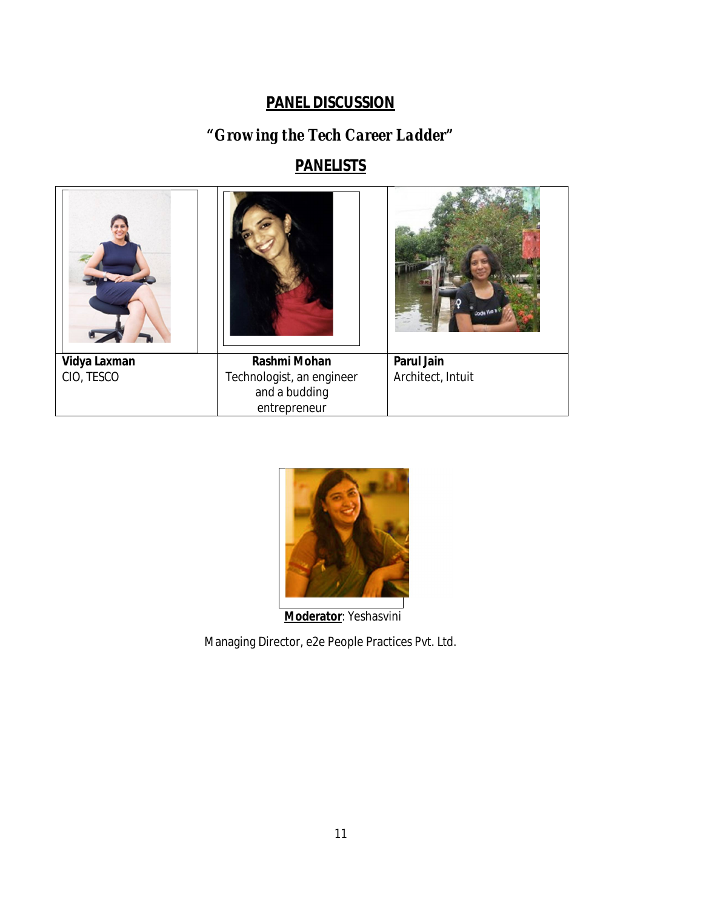## PANEL DISCUSSION

### *"Growing the Tech Career Ladder"*

## PANELISTS

| | | |
|---|---|---|
| **Vidya Laxman**<br>CIO, TESCO | **Rashmi Mohan**<br>Technologist, an engineer and a budding entrepreneur | **Parul Jain**<br>Architect, Intuit |

**Moderator**: Yeshasvini

Managing Director, e2e People Practices Pvt. Ltd.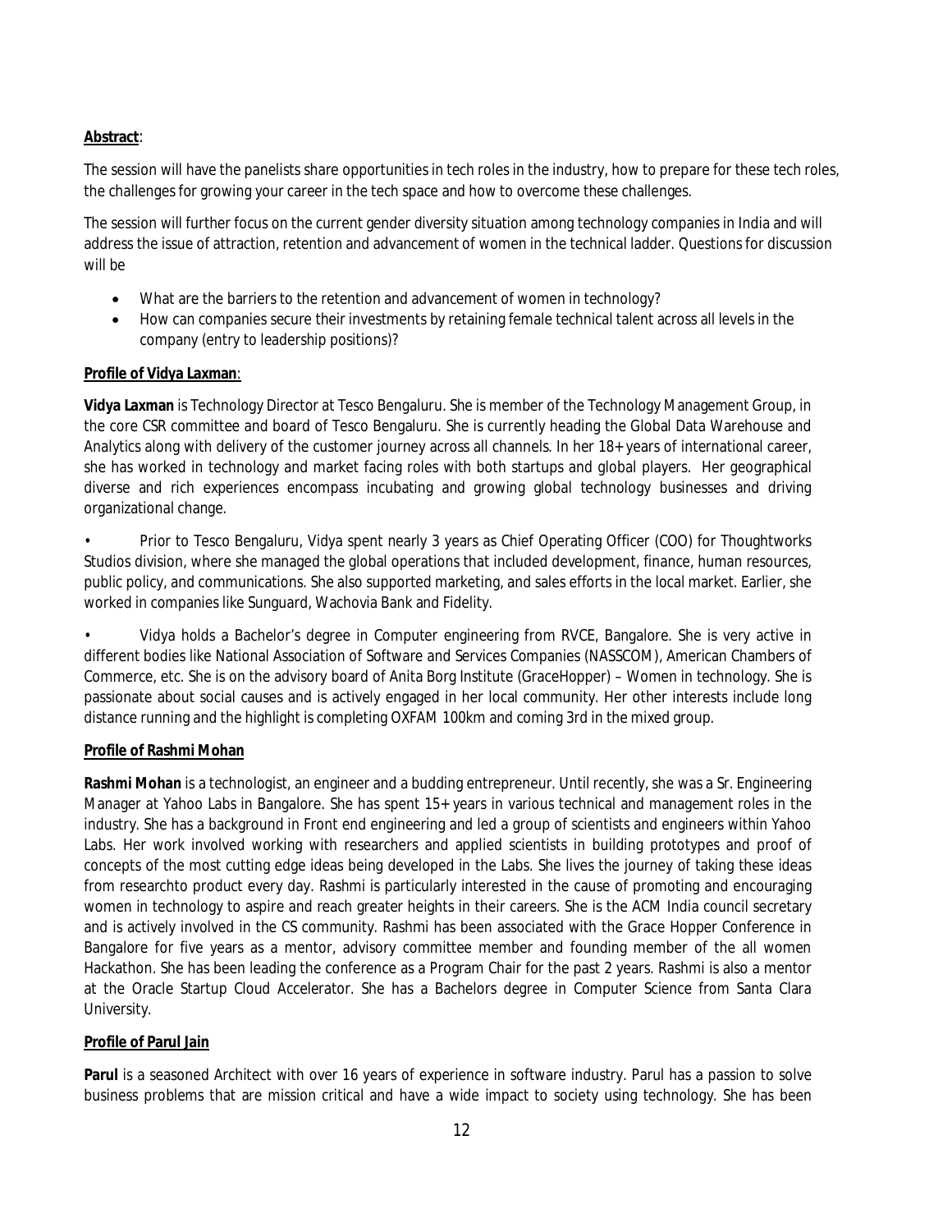**Abstract**:

The session will have the panelists share opportunities in tech roles in the industry, how to prepare for these tech roles, the challenges for growing your career in the tech space and how to overcome these challenges.

The session will further focus on the current gender diversity situation among technology companies in India and will address the issue of attraction, retention and advancement of women in the technical ladder. Questions for discussion will be

- What are the barriers to the retention and advancement of women in technology?
- How can companies secure their investments by retaining female technical talent across all levels in the company (entry to leadership positions)?

**Profile of Vidya Laxman**:

**Vidya Laxman** is Technology Director at Tesco Bengaluru. She is member of the Technology Management Group, in the core CSR committee and board of Tesco Bengaluru. She is currently heading the Global Data Warehouse and Analytics along with delivery of the customer journey across all channels. In her 18+ years of international career, she has worked in technology and market facing roles with both startups and global players. Her geographical diverse and rich experiences encompass incubating and growing global technology businesses and driving organizational change.

- Prior to Tesco Bengaluru, Vidya spent nearly 3 years as Chief Operating Officer (COO) for Thoughtworks Studios division, where she managed the global operations that included development, finance, human resources, public policy, and communications. She also supported marketing, and sales efforts in the local market. Earlier, she worked in companies like Sunguard, Wachovia Bank and Fidelity.

- Vidya holds a Bachelor's degree in Computer engineering from RVCE, Bangalore. She is very active in different bodies like National Association of Software and Services Companies (NASSCOM), American Chambers of Commerce, etc. She is on the advisory board of Anita Borg Institute (GraceHopper) – Women in technology. She is passionate about social causes and is actively engaged in her local community. Her other interests include long distance running and the highlight is completing OXFAM 100km and coming 3rd in the mixed group.

**Profile of Rashmi Mohan**

**Rashmi Mohan** is a technologist, an engineer and a budding entrepreneur. Until recently, she was a Sr. Engineering Manager at Yahoo Labs in Bangalore. She has spent 15+ years in various technical and management roles in the industry. She has a background in Front end engineering and led a group of scientists and engineers within Yahoo Labs. Her work involved working with researchers and applied scientists in building prototypes and proof of concepts of the most cutting edge ideas being developed in the Labs. She lives the journey of taking these ideas from researchto product every day. Rashmi is particularly interested in the cause of promoting and encouraging women in technology to aspire and reach greater heights in their careers. She is the ACM India council secretary and is actively involved in the CS community. Rashmi has been associated with the Grace Hopper Conference in Bangalore for five years as a mentor, advisory committee member and founding member of the all women Hackathon. She has been leading the conference as a Program Chair for the past 2 years. Rashmi is also a mentor at the Oracle Startup Cloud Accelerator. She has a Bachelors degree in Computer Science from Santa Clara University.

**Profile of Parul Jain**

**Parul** is a seasoned Architect with over 16 years of experience in software industry. Parul has a passion to solve business problems that are mission critical and have a wide impact to society using technology. She has been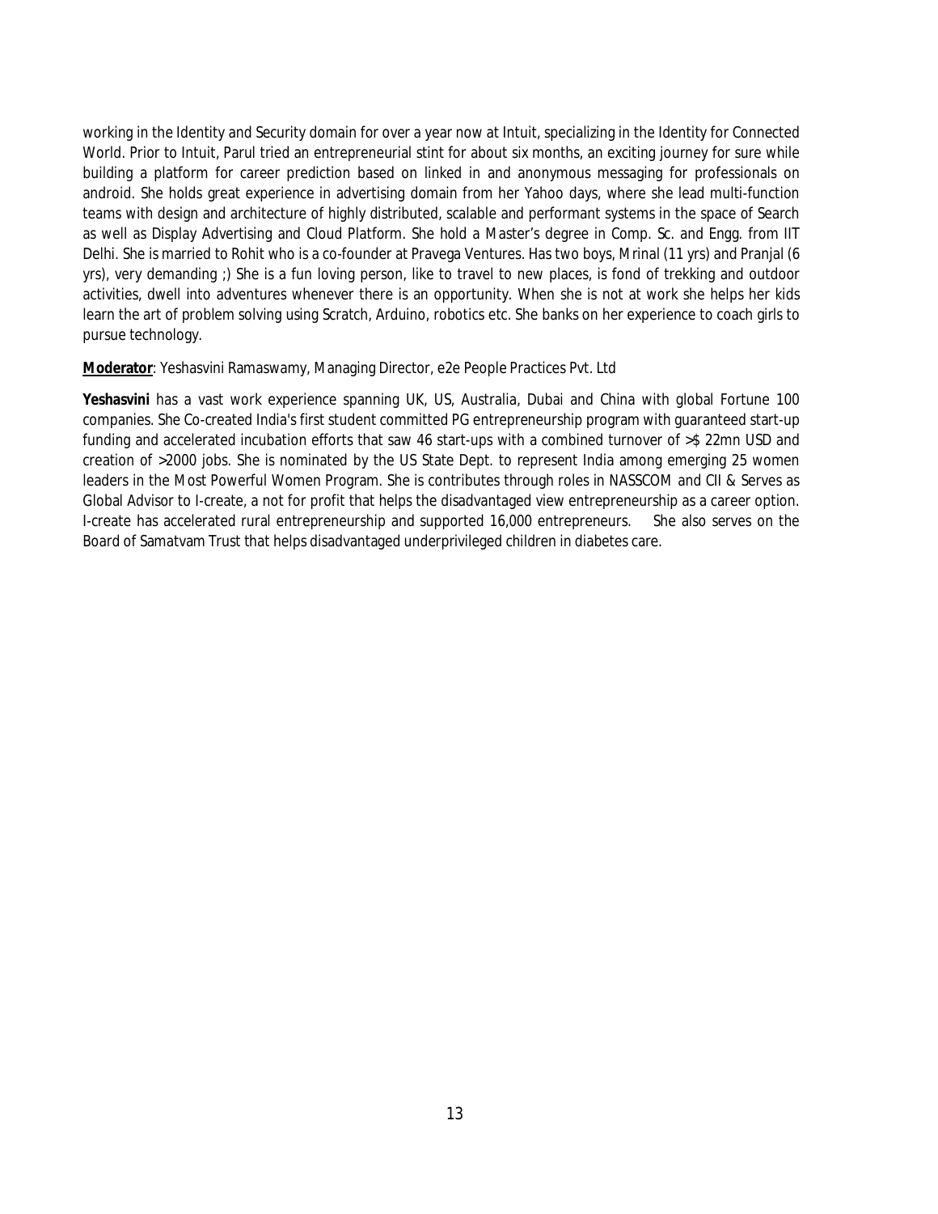working in the Identity and Security domain for over a year now at Intuit, specializing in the Identity for Connected World. Prior to Intuit, Parul tried an entrepreneurial stint for about six months, an exciting journey for sure while building a platform for career prediction based on linked in and anonymous messaging for professionals on android. She holds great experience in advertising domain from her Yahoo days, where she lead multi-function teams with design and architecture of highly distributed, scalable and performant systems in the space of Search as well as Display Advertising and Cloud Platform. She hold a Master's degree in Comp. Sc. and Engg. from IIT Delhi. She is married to Rohit who is a co-founder at Pravega Ventures. Has two boys, Mrinal (11 yrs) and Pranjal (6 yrs), very demanding ;) She is a fun loving person, like to travel to new places, is fond of trekking and outdoor activities, dwell into adventures whenever there is an opportunity. When she is not at work she helps her kids learn the art of problem solving using Scratch, Arduino, robotics etc. She banks on her experience to coach girls to pursue technology.

**Moderator**: Yeshasvini Ramaswamy, Managing Director, e2e People Practices Pvt. Ltd

**Yeshasvini** has a vast work experience spanning UK, US, Australia, Dubai and China with global Fortune 100 companies. She Co-created India's first student committed PG entrepreneurship program with guaranteed start-up funding and accelerated incubation efforts that saw 46 start-ups with a combined turnover of >$ 22mn USD and creation of >2000 jobs. She is nominated by the US State Dept. to represent India among emerging 25 women leaders in the Most Powerful Women Program. She is contributes through roles in NASSCOM and CII & Serves as Global Advisor to I-create, a not for profit that helps the disadvantaged view entrepreneurship as a career option. I-create has accelerated rural entrepreneurship and supported 16,000 entrepreneurs. She also serves on the Board of Samatvam Trust that helps disadvantaged underprivileged children in diabetes care.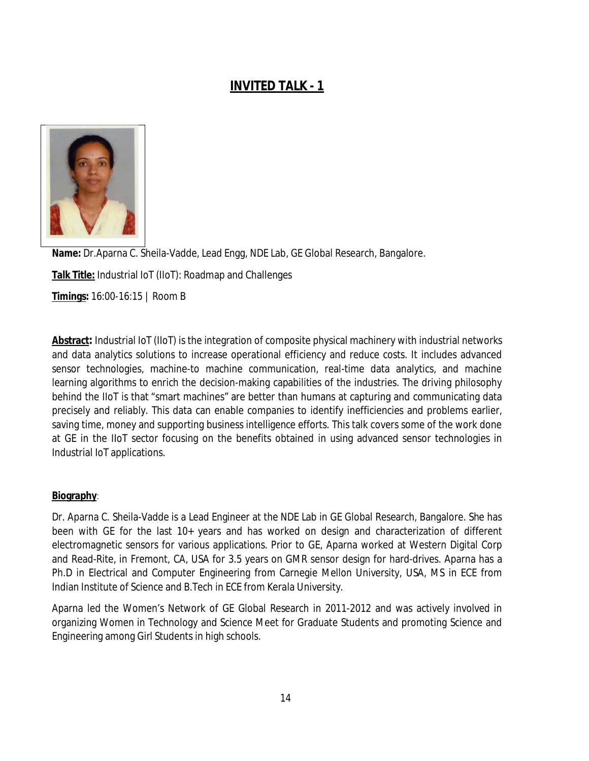# INVITED TALK - 1

**Name:** Dr.Aparna C. Sheila-Vadde, Lead Engg, NDE Lab, GE Global Research, Bangalore.

**Talk Title:** Industrial IoT (IIoT): Roadmap and Challenges

**Timings:** 16:00-16:15 | Room B

**Abstract:** Industrial IoT (IIoT) is the integration of composite physical machinery with industrial networks and data analytics solutions to increase operational efficiency and reduce costs. It includes advanced sensor technologies, machine-to machine communication, real-time data analytics, and machine learning algorithms to enrich the decision-making capabilities of the industries. The driving philosophy behind the IIoT is that "smart machines" are better than humans at capturing and communicating data precisely and reliably. This data can enable companies to identify inefficiencies and problems earlier, saving time, money and supporting business intelligence efforts. This talk covers some of the work done at GE in the IIoT sector focusing on the benefits obtained in using advanced sensor technologies in Industrial IoT applications.

**Biography**:

Dr. Aparna C. Sheila-Vadde is a Lead Engineer at the NDE Lab in GE Global Research, Bangalore. She has been with GE for the last 10+ years and has worked on design and characterization of different electromagnetic sensors for various applications. Prior to GE, Aparna worked at Western Digital Corp and Read-Rite, in Fremont, CA, USA for 3.5 years on GMR sensor design for hard-drives. Aparna has a Ph.D in Electrical and Computer Engineering from Carnegie Mellon University, USA, MS in ECE from Indian Institute of Science and B.Tech in ECE from Kerala University.

Aparna led the Women's Network of GE Global Research in 2011-2012 and was actively involved in organizing Women in Technology and Science Meet for Graduate Students and promoting Science and Engineering among Girl Students in high schools.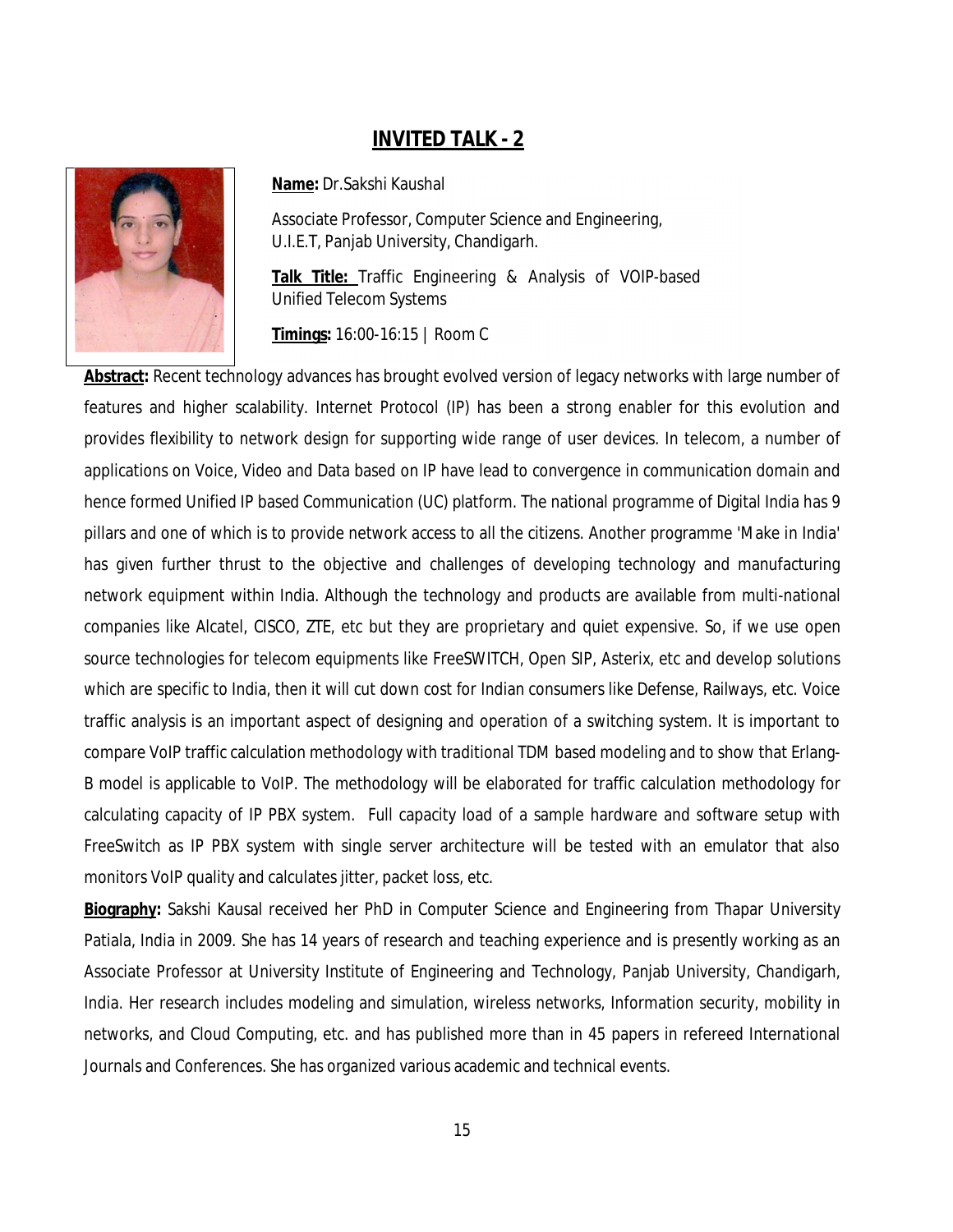## INVITED TALK - 2

**Name:** Dr.Sakshi Kaushal

Associate Professor, Computer Science and Engineering,
U.I.E.T, Panjab University, Chandigarh.

**Talk Title:** Traffic Engineering & Analysis of VOIP-based Unified Telecom Systems

**Timings:** 16:00-16:15 | Room C

**Abstract:** Recent technology advances has brought evolved version of legacy networks with large number of features and higher scalability. Internet Protocol (IP) has been a strong enabler for this evolution and provides flexibility to network design for supporting wide range of user devices. In telecom, a number of applications on Voice, Video and Data based on IP have lead to convergence in communication domain and hence formed Unified IP based Communication (UC) platform. The national programme of Digital India has 9 pillars and one of which is to provide network access to all the citizens. Another programme 'Make in India' has given further thrust to the objective and challenges of developing technology and manufacturing network equipment within India. Although the technology and products are available from multi-national companies like Alcatel, CISCO, ZTE, etc but they are proprietary and quiet expensive. So, if we use open source technologies for telecom equipments like FreeSWITCH, Open SIP, Asterix, etc and develop solutions which are specific to India, then it will cut down cost for Indian consumers like Defense, Railways, etc. Voice traffic analysis is an important aspect of designing and operation of a switching system. It is important to compare VoIP traffic calculation methodology with traditional TDM based modeling and to show that Erlang-B model is applicable to VoIP. The methodology will be elaborated for traffic calculation methodology for calculating capacity of IP PBX system. Full capacity load of a sample hardware and software setup with FreeSwitch as IP PBX system with single server architecture will be tested with an emulator that also monitors VoIP quality and calculates jitter, packet loss, etc.

**Biography:** Sakshi Kausal received her PhD in Computer Science and Engineering from Thapar University Patiala, India in 2009. She has 14 years of research and teaching experience and is presently working as an Associate Professor at University Institute of Engineering and Technology, Panjab University, Chandigarh, India. Her research includes modeling and simulation, wireless networks, Information security, mobility in networks, and Cloud Computing, etc. and has published more than in 45 papers in refereed International Journals and Conferences. She has organized various academic and technical events.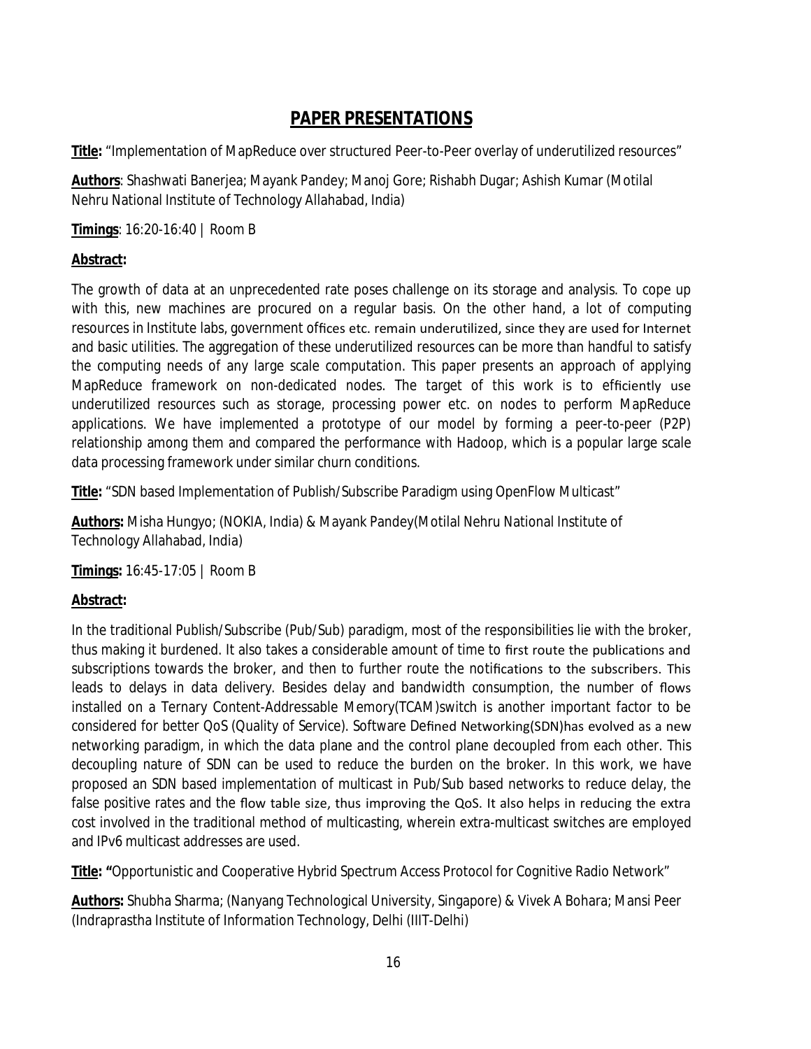## PAPER PRESENTATIONS

**Title:** "Implementation of MapReduce over structured Peer-to-Peer overlay of underutilized resources"

**Authors**: Shashwati Banerjea; Mayank Pandey; Manoj Gore; Rishabh Dugar; Ashish Kumar (Motilal Nehru National Institute of Technology Allahabad, India)

**Timings**: 16:20-16:40 | Room B

**Abstract:**

The growth of data at an unprecedented rate poses challenge on its storage and analysis. To cope up with this, new machines are procured on a regular basis. On the other hand, a lot of computing resources in Institute labs, government offices etc. remain underutilized, since they are used for Internet and basic utilities. The aggregation of these underutilized resources can be more than handful to satisfy the computing needs of any large scale computation. This paper presents an approach of applying MapReduce framework on non-dedicated nodes. The target of this work is to efficiently use underutilized resources such as storage, processing power etc. on nodes to perform MapReduce applications. We have implemented a prototype of our model by forming a peer-to-peer (P2P) relationship among them and compared the performance with Hadoop, which is a popular large scale data processing framework under similar churn conditions.

**Title:** "SDN based Implementation of Publish/Subscribe Paradigm using OpenFlow Multicast"

**Authors:** Misha Hungyo; (NOKIA, India) & Mayank Pandey(Motilal Nehru National Institute of Technology Allahabad, India)

**Timings:** 16:45-17:05 | Room B

**Abstract:**

In the traditional Publish/Subscribe (Pub/Sub) paradigm, most of the responsibilities lie with the broker, thus making it burdened. It also takes a considerable amount of time to first route the publications and subscriptions towards the broker, and then to further route the notifications to the subscribers. This leads to delays in data delivery. Besides delay and bandwidth consumption, the number of flows installed on a Ternary Content-Addressable Memory(TCAM)switch is another important factor to be considered for better QoS (Quality of Service). Software Defined Networking(SDN)has evolved as a new networking paradigm, in which the data plane and the control plane decoupled from each other. This decoupling nature of SDN can be used to reduce the burden on the broker. In this work, we have proposed an SDN based implementation of multicast in Pub/Sub based networks to reduce delay, the false positive rates and the flow table size, thus improving the QoS. It also helps in reducing the extra cost involved in the traditional method of multicasting, wherein extra-multicast switches are employed and IPv6 multicast addresses are used.

**Title:** "Opportunistic and Cooperative Hybrid Spectrum Access Protocol for Cognitive Radio Network"

**Authors:** Shubha Sharma; (Nanyang Technological University, Singapore) & Vivek A Bohara; Mansi Peer (Indraprastha Institute of Information Technology, Delhi (IIIT-Delhi)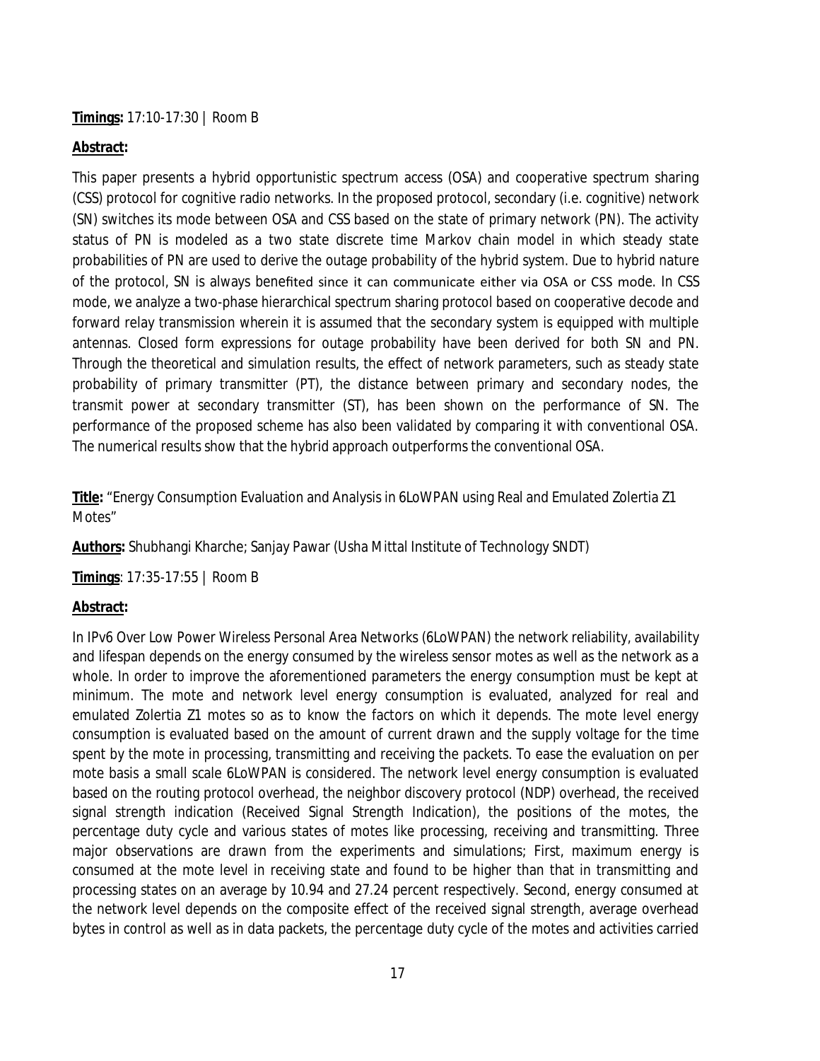**Timings:** 17:10-17:30 | Room B

**Abstract:**

This paper presents a hybrid opportunistic spectrum access (OSA) and cooperative spectrum sharing (CSS) protocol for cognitive radio networks. In the proposed protocol, secondary (i.e. cognitive) network (SN) switches its mode between OSA and CSS based on the state of primary network (PN). The activity status of PN is modeled as a two state discrete time Markov chain model in which steady state probabilities of PN are used to derive the outage probability of the hybrid system. Due to hybrid nature of the protocol, SN is always benefited since it can communicate either via OSA or CSS mode. In CSS mode, we analyze a two-phase hierarchical spectrum sharing protocol based on cooperative decode and forward relay transmission wherein it is assumed that the secondary system is equipped with multiple antennas. Closed form expressions for outage probability have been derived for both SN and PN. Through the theoretical and simulation results, the effect of network parameters, such as steady state probability of primary transmitter (PT), the distance between primary and secondary nodes, the transmit power at secondary transmitter (ST), has been shown on the performance of SN. The performance of the proposed scheme has also been validated by comparing it with conventional OSA. The numerical results show that the hybrid approach outperforms the conventional OSA.

**Title:** "Energy Consumption Evaluation and Analysis in 6LoWPAN using Real and Emulated Zolertia Z1 Motes"

**Authors:** Shubhangi Kharche; Sanjay Pawar (Usha Mittal Institute of Technology SNDT)

**Timings**: 17:35-17:55 | Room B

**Abstract:**

In IPv6 Over Low Power Wireless Personal Area Networks (6LoWPAN) the network reliability, availability and lifespan depends on the energy consumed by the wireless sensor motes as well as the network as a whole. In order to improve the aforementioned parameters the energy consumption must be kept at minimum. The mote and network level energy consumption is evaluated, analyzed for real and emulated Zolertia Z1 motes so as to know the factors on which it depends. The mote level energy consumption is evaluated based on the amount of current drawn and the supply voltage for the time spent by the mote in processing, transmitting and receiving the packets. To ease the evaluation on per mote basis a small scale 6LoWPAN is considered. The network level energy consumption is evaluated based on the routing protocol overhead, the neighbor discovery protocol (NDP) overhead, the received signal strength indication (Received Signal Strength Indication), the positions of the motes, the percentage duty cycle and various states of motes like processing, receiving and transmitting. Three major observations are drawn from the experiments and simulations; First, maximum energy is consumed at the mote level in receiving state and found to be higher than that in transmitting and processing states on an average by 10.94 and 27.24 percent respectively. Second, energy consumed at the network level depends on the composite effect of the received signal strength, average overhead bytes in control as well as in data packets, the percentage duty cycle of the motes and activities carried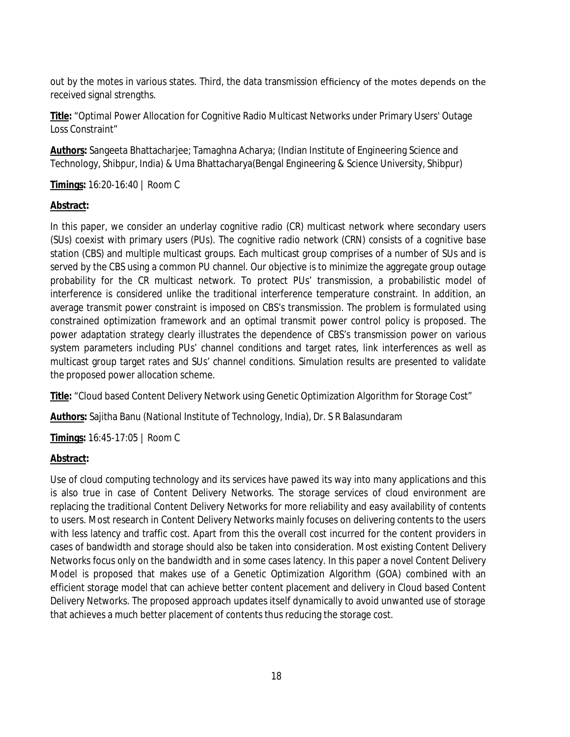out by the motes in various states. Third, the data transmission efficiency of the motes depends on the received signal strengths.

**Title:** "Optimal Power Allocation for Cognitive Radio Multicast Networks under Primary Users' Outage Loss Constraint"

**Authors:** Sangeeta Bhattacharjee; Tamaghna Acharya; (Indian Institute of Engineering Science and Technology, Shibpur, India) & Uma Bhattacharya(Bengal Engineering & Science University, Shibpur)

**Timings:** 16:20-16:40 | Room C

**Abstract:**

In this paper, we consider an underlay cognitive radio (CR) multicast network where secondary users (SUs) coexist with primary users (PUs). The cognitive radio network (CRN) consists of a cognitive base station (CBS) and multiple multicast groups. Each multicast group comprises of a number of SUs and is served by the CBS using a common PU channel. Our objective is to minimize the aggregate group outage probability for the CR multicast network. To protect PUs' transmission, a probabilistic model of interference is considered unlike the traditional interference temperature constraint. In addition, an average transmit power constraint is imposed on CBS's transmission. The problem is formulated using constrained optimization framework and an optimal transmit power control policy is proposed. The power adaptation strategy clearly illustrates the dependence of CBS's transmission power on various system parameters including PUs' channel conditions and target rates, link interferences as well as multicast group target rates and SUs' channel conditions. Simulation results are presented to validate the proposed power allocation scheme.

**Title:** "Cloud based Content Delivery Network using Genetic Optimization Algorithm for Storage Cost"

**Authors:** Sajitha Banu (National Institute of Technology, India), Dr. S R Balasundaram

**Timings:** 16:45-17:05 | Room C

**Abstract:**

Use of cloud computing technology and its services have pawed its way into many applications and this is also true in case of Content Delivery Networks. The storage services of cloud environment are replacing the traditional Content Delivery Networks for more reliability and easy availability of contents to users. Most research in Content Delivery Networks mainly focuses on delivering contents to the users with less latency and traffic cost. Apart from this the overall cost incurred for the content providers in cases of bandwidth and storage should also be taken into consideration. Most existing Content Delivery Networks focus only on the bandwidth and in some cases latency. In this paper a novel Content Delivery Model is proposed that makes use of a Genetic Optimization Algorithm (GOA) combined with an efficient storage model that can achieve better content placement and delivery in Cloud based Content Delivery Networks. The proposed approach updates itself dynamically to avoid unwanted use of storage that achieves a much better placement of contents thus reducing the storage cost.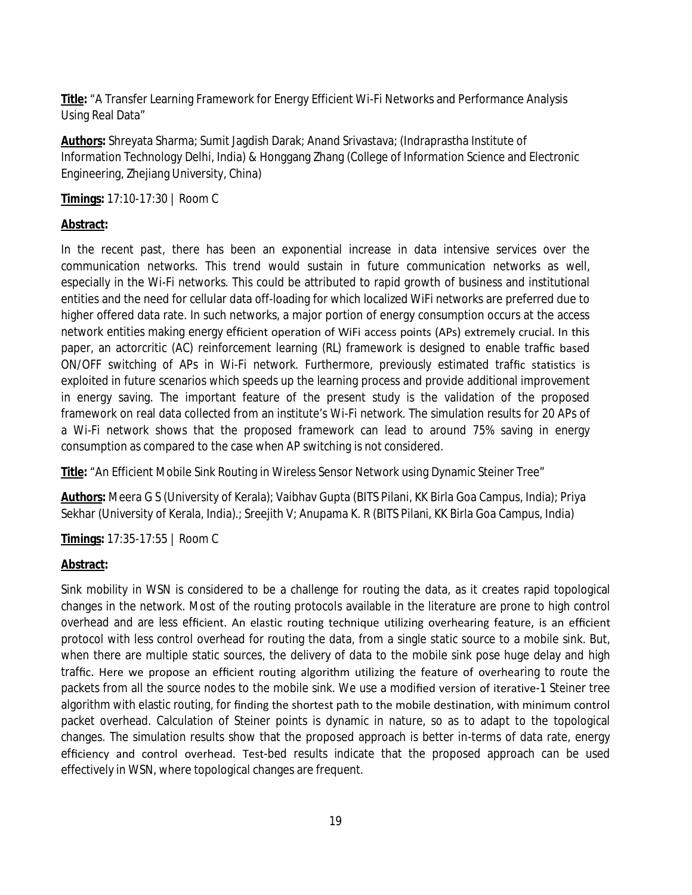**Title:** "A Transfer Learning Framework for Energy Efficient Wi-Fi Networks and Performance Analysis Using Real Data"

**Authors:** Shreyata Sharma; Sumit Jagdish Darak; Anand Srivastava; (Indraprastha Institute of Information Technology Delhi, India) & Honggang Zhang (College of Information Science and Electronic Engineering, Zhejiang University, China)

**Timings:** 17:10-17:30 | Room C

**Abstract:**

In the recent past, there has been an exponential increase in data intensive services over the communication networks. This trend would sustain in future communication networks as well, especially in the Wi-Fi networks. This could be attributed to rapid growth of business and institutional entities and the need for cellular data off-loading for which localized WiFi networks are preferred due to higher offered data rate. In such networks, a major portion of energy consumption occurs at the access network entities making energy efficient operation of WiFi access points (APs) extremely crucial. In this paper, an actorcritic (AC) reinforcement learning (RL) framework is designed to enable traffic based ON/OFF switching of APs in Wi-Fi network. Furthermore, previously estimated traffic statistics is exploited in future scenarios which speeds up the learning process and provide additional improvement in energy saving. The important feature of the present study is the validation of the proposed framework on real data collected from an institute's Wi-Fi network. The simulation results for 20 APs of a Wi-Fi network shows that the proposed framework can lead to around 75% saving in energy consumption as compared to the case when AP switching is not considered.

**Title:** "An Efficient Mobile Sink Routing in Wireless Sensor Network using Dynamic Steiner Tree"

**Authors:** Meera G S (University of Kerala); Vaibhav Gupta (BITS Pilani, KK Birla Goa Campus, India); Priya Sekhar (University of Kerala, India).; Sreejith V; Anupama K. R (BITS Pilani, KK Birla Goa Campus, India)

**Timings:** 17:35-17:55 | Room C

**Abstract:**

Sink mobility in WSN is considered to be a challenge for routing the data, as it creates rapid topological changes in the network. Most of the routing protocols available in the literature are prone to high control overhead and are less efficient. An elastic routing technique utilizing overhearing feature, is an efficient protocol with less control overhead for routing the data, from a single static source to a mobile sink. But, when there are multiple static sources, the delivery of data to the mobile sink pose huge delay and high traffic. Here we propose an efficient routing algorithm utilizing the feature of overhearing to route the packets from all the source nodes to the mobile sink. We use a modified version of iterative-1 Steiner tree algorithm with elastic routing, for finding the shortest path to the mobile destination, with minimum control packet overhead. Calculation of Steiner points is dynamic in nature, so as to adapt to the topological changes. The simulation results show that the proposed approach is better in-terms of data rate, energy efficiency and control overhead. Test-bed results indicate that the proposed approach can be used effectively in WSN, where topological changes are frequent.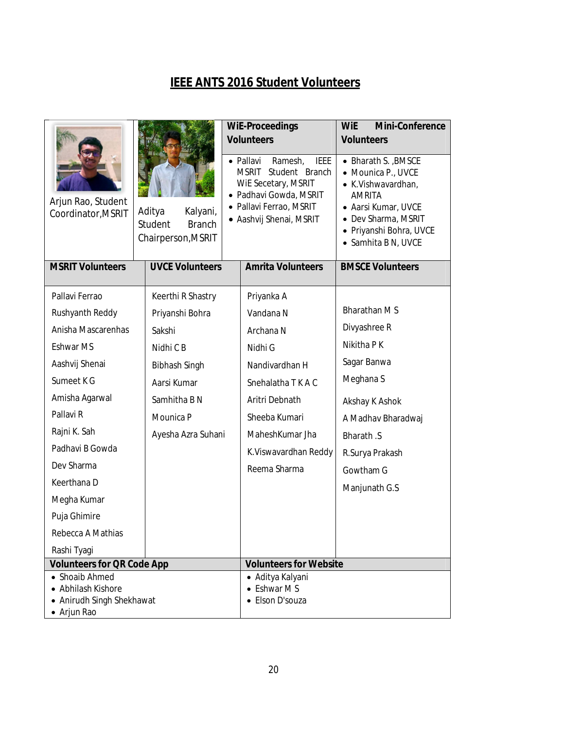# IEEE ANTS 2016 Student Volunteers

| | | | |
|---|---|---|---|
| Arjun Rao, Student Coordinator,MSRIT | Aditya Kalyani, Student Branch Chairperson,MSRIT | **WiE-Proceedings Volunteers**<br>• Pallavi Ramesh, IEEE MSRIT Student Branch WiE Secetary, MSRIT<br>• Padhavi Gowda, MSRIT<br>• Pallavi Ferrao, MSRIT<br>• Aashvij Shenai, MSRIT | **WiE Mini-Conference Volunteers**<br>• Bharath S. ,BMSCE<br>• Mounica P., UVCE<br>• K.Vishwavardhan, AMRITA<br>• Aarsi Kumar, UVCE<br>• Dev Sharma, MSRIT<br>• Priyanshi Bohra, UVCE<br>• Samhita B N, UVCE |
| **MSRIT Volunteers** | **UVCE Volunteers** | **Amrita Volunteers** | **BMSCE Volunteers** |
| Pallavi Ferrao | Keerthi R Shastry | Priyanka A | Bharathan M S |
| Rushyanth Reddy | Priyanshi Bohra | Vandana N | Divyashree R |
| Anisha Mascarenhas | Sakshi | Archana N | Nikitha P K |
| Eshwar MS | Nidhi C B | Nidhi G | Sagar Banwa |
| Aashvij Shenai | Bibhash Singh | Nandivardhan H | Meghana S |
| Sumeet K G | Aarsi Kumar | Snehalatha T K A C | Akshay K Ashok |
| Amisha Agarwal | Samhitha B N | Aritri Debnath | A Madhav Bharadwaj |
| Pallavi R | Mounica P | Sheeba Kumari | Bharath .S |
| Rajni K. Sah | Ayesha Azra Suhani | MaheshKumar Jha | R.Surya Prakash |
| Padhavi B Gowda | | K.Viswavardhan Reddy | Gowtham G |
| Dev Sharma | | Reema Sharma | Manjunath G.S |
| Keerthana D | | | |
| Megha Kumar | | | |
| Puja Ghimire | | | |
| Rebecca A Mathias | | | |
| Rashi Tyagi | | | |

| **Volunteers for QR Code App** | **Volunteers for Website** |
|---|---|
| • Shoaib Ahmed<br>• Abhilash Kishore<br>• Anirudh Singh Shekhawat<br>• Arjun Rao | • Aditya Kalyani<br>• Eshwar M S<br>• Elson D'souza |